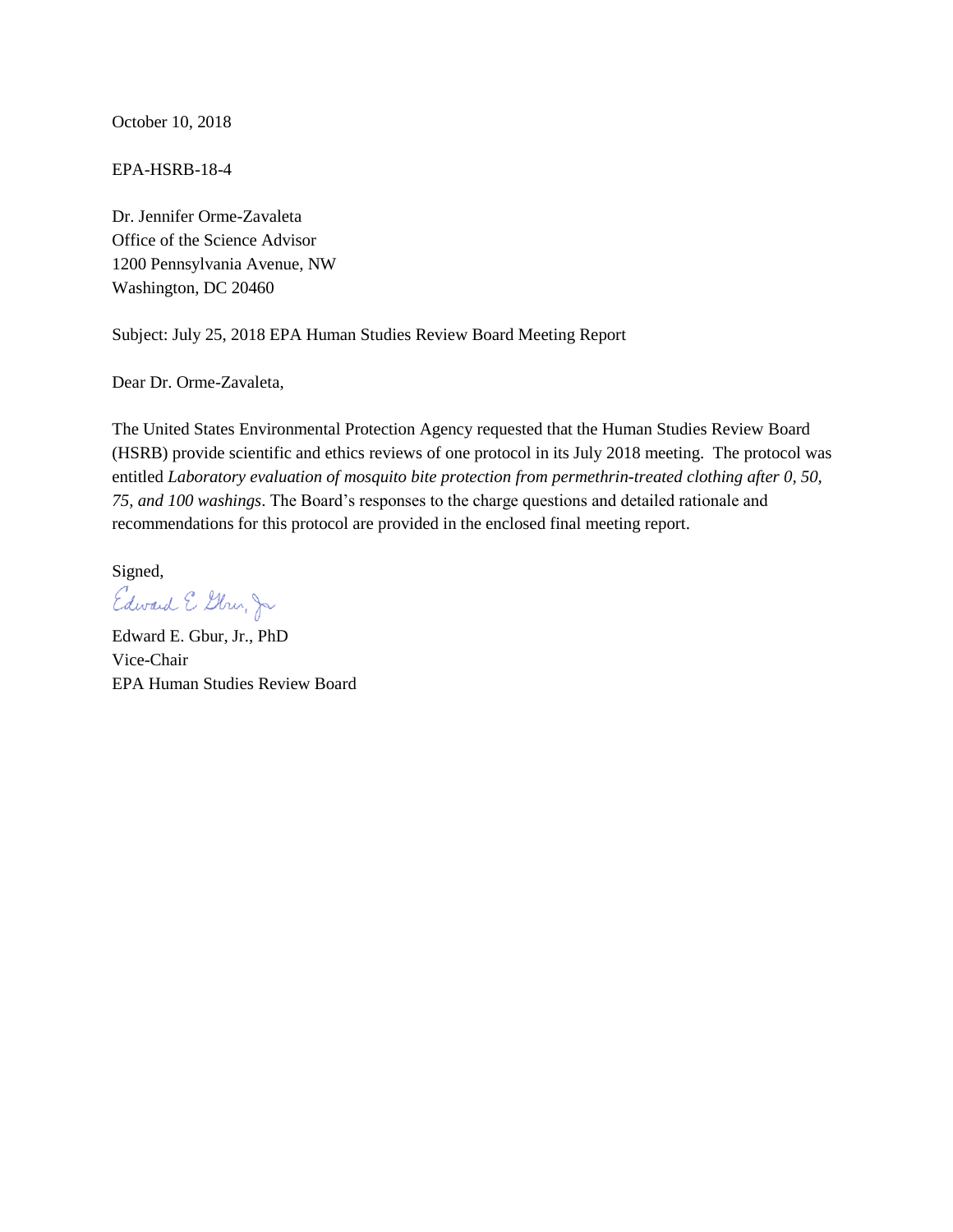October 10, 2018

EPA-HSRB-18-4

Dr. Jennifer Orme-Zavaleta
Office of the Science Advisor
1200 Pennsylvania Avenue, NW
Washington, DC 20460

Subject: July 25, 2018 EPA Human Studies Review Board Meeting Report

Dear Dr. Orme-Zavaleta,

The United States Environmental Protection Agency requested that the Human Studies Review Board (HSRB) provide scientific and ethics reviews of one protocol in its July 2018 meeting. The protocol was entitled *Laboratory evaluation of mosquito bite protection from permethrin-treated clothing after 0, 50, 75, and 100 washings*. The Board's responses to the charge questions and detailed rationale and recommendations for this protocol are provided in the enclosed final meeting report.

Signed,

Edward E. Gbur, Jr.

Edward E. Gbur, Jr., PhD
Vice-Chair
EPA Human Studies Review Board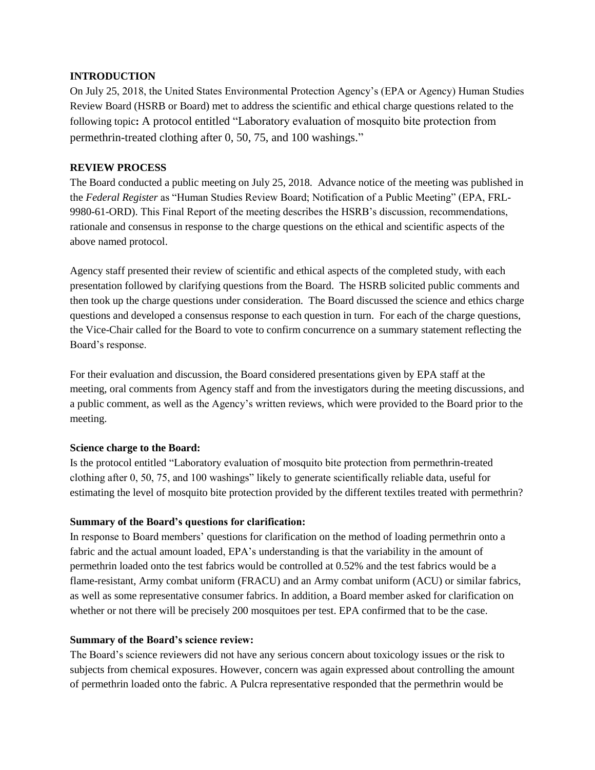**INTRODUCTION**

On July 25, 2018, the United States Environmental Protection Agency's (EPA or Agency) Human Studies Review Board (HSRB or Board) met to address the scientific and ethical charge questions related to the following topic**:** A protocol entitled "Laboratory evaluation of mosquito bite protection from permethrin-treated clothing after 0, 50, 75, and 100 washings."

**REVIEW PROCESS**

The Board conducted a public meeting on July 25, 2018. Advance notice of the meeting was published in the *Federal Register* as "Human Studies Review Board; Notification of a Public Meeting" (EPA, FRL-9980-61-ORD). This Final Report of the meeting describes the HSRB's discussion, recommendations, rationale and consensus in response to the charge questions on the ethical and scientific aspects of the above named protocol.

Agency staff presented their review of scientific and ethical aspects of the completed study, with each presentation followed by clarifying questions from the Board. The HSRB solicited public comments and then took up the charge questions under consideration. The Board discussed the science and ethics charge questions and developed a consensus response to each question in turn. For each of the charge questions, the Vice-Chair called for the Board to vote to confirm concurrence on a summary statement reflecting the Board's response.

For their evaluation and discussion, the Board considered presentations given by EPA staff at the meeting, oral comments from Agency staff and from the investigators during the meeting discussions, and a public comment, as well as the Agency's written reviews, which were provided to the Board prior to the meeting.

**Science charge to the Board:**

Is the protocol entitled "Laboratory evaluation of mosquito bite protection from permethrin-treated clothing after 0, 50, 75, and 100 washings" likely to generate scientifically reliable data, useful for estimating the level of mosquito bite protection provided by the different textiles treated with permethrin?

**Summary of the Board's questions for clarification:**

In response to Board members' questions for clarification on the method of loading permethrin onto a fabric and the actual amount loaded, EPA's understanding is that the variability in the amount of permethrin loaded onto the test fabrics would be controlled at 0.52% and the test fabrics would be a flame-resistant, Army combat uniform (FRACU) and an Army combat uniform (ACU) or similar fabrics, as well as some representative consumer fabrics. In addition, a Board member asked for clarification on whether or not there will be precisely 200 mosquitoes per test. EPA confirmed that to be the case.

**Summary of the Board's science review:**

The Board's science reviewers did not have any serious concern about toxicology issues or the risk to subjects from chemical exposures. However, concern was again expressed about controlling the amount of permethrin loaded onto the fabric. A Pulcra representative responded that the permethrin would be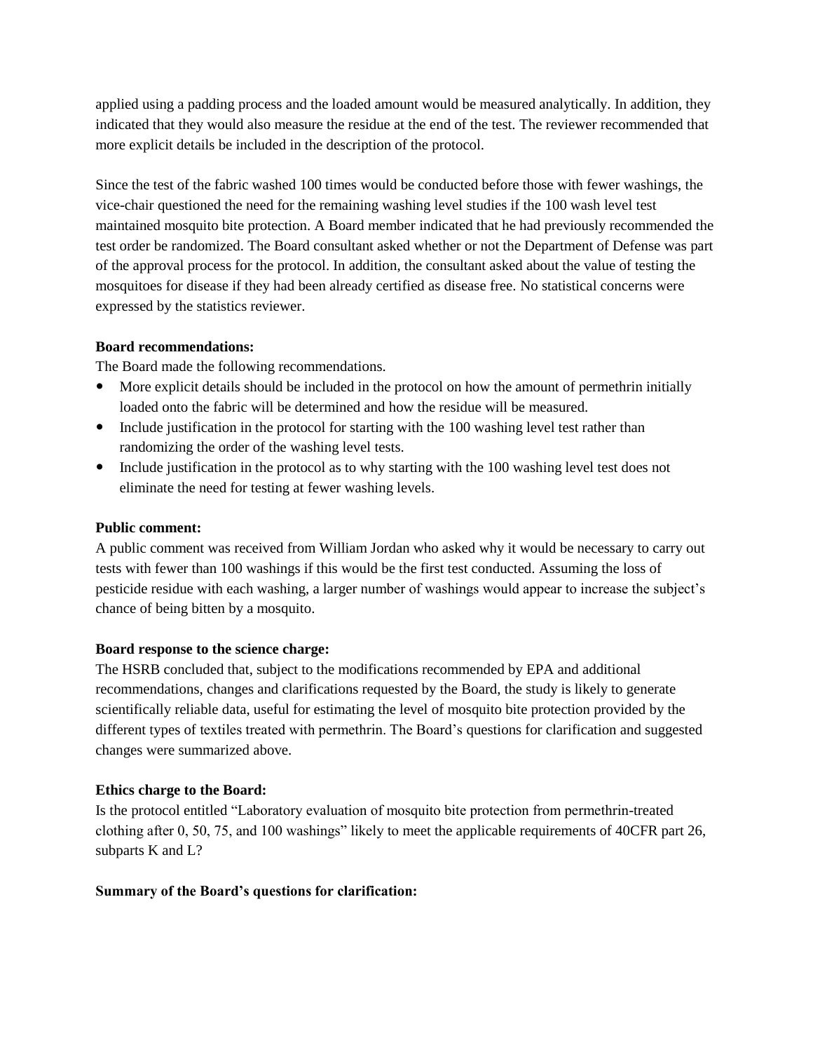applied using a padding process and the loaded amount would be measured analytically. In addition, they indicated that they would also measure the residue at the end of the test. The reviewer recommended that more explicit details be included in the description of the protocol.

Since the test of the fabric washed 100 times would be conducted before those with fewer washings, the vice-chair questioned the need for the remaining washing level studies if the 100 wash level test maintained mosquito bite protection. A Board member indicated that he had previously recommended the test order be randomized. The Board consultant asked whether or not the Department of Defense was part of the approval process for the protocol. In addition, the consultant asked about the value of testing the mosquitoes for disease if they had been already certified as disease free. No statistical concerns were expressed by the statistics reviewer.

**Board recommendations:**

The Board made the following recommendations.

- More explicit details should be included in the protocol on how the amount of permethrin initially loaded onto the fabric will be determined and how the residue will be measured.
- Include justification in the protocol for starting with the 100 washing level test rather than randomizing the order of the washing level tests.
- Include justification in the protocol as to why starting with the 100 washing level test does not eliminate the need for testing at fewer washing levels.

**Public comment:**

A public comment was received from William Jordan who asked why it would be necessary to carry out tests with fewer than 100 washings if this would be the first test conducted. Assuming the loss of pesticide residue with each washing, a larger number of washings would appear to increase the subject's chance of being bitten by a mosquito.

**Board response to the science charge:**

The HSRB concluded that, subject to the modifications recommended by EPA and additional recommendations, changes and clarifications requested by the Board, the study is likely to generate scientifically reliable data, useful for estimating the level of mosquito bite protection provided by the different types of textiles treated with permethrin. The Board's questions for clarification and suggested changes were summarized above.

**Ethics charge to the Board:**

Is the protocol entitled "Laboratory evaluation of mosquito bite protection from permethrin-treated clothing after 0, 50, 75, and 100 washings" likely to meet the applicable requirements of 40CFR part 26, subparts K and L?

**Summary of the Board's questions for clarification:**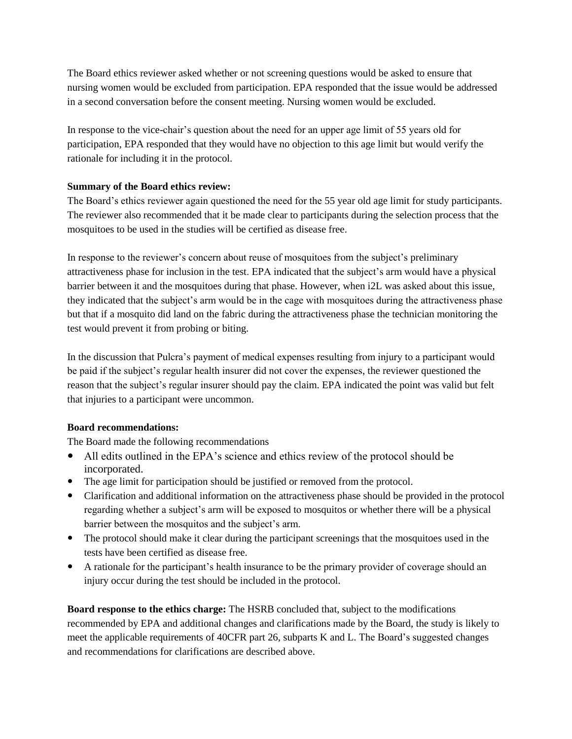The Board ethics reviewer asked whether or not screening questions would be asked to ensure that nursing women would be excluded from participation. EPA responded that the issue would be addressed in a second conversation before the consent meeting. Nursing women would be excluded.

In response to the vice-chair's question about the need for an upper age limit of 55 years old for participation, EPA responded that they would have no objection to this age limit but would verify the rationale for including it in the protocol.

**Summary of the Board ethics review:**

The Board's ethics reviewer again questioned the need for the 55 year old age limit for study participants. The reviewer also recommended that it be made clear to participants during the selection process that the mosquitoes to be used in the studies will be certified as disease free.

In response to the reviewer's concern about reuse of mosquitoes from the subject's preliminary attractiveness phase for inclusion in the test. EPA indicated that the subject's arm would have a physical barrier between it and the mosquitoes during that phase. However, when i2L was asked about this issue, they indicated that the subject's arm would be in the cage with mosquitoes during the attractiveness phase but that if a mosquito did land on the fabric during the attractiveness phase the technician monitoring the test would prevent it from probing or biting.

In the discussion that Pulcra's payment of medical expenses resulting from injury to a participant would be paid if the subject's regular health insurer did not cover the expenses, the reviewer questioned the reason that the subject's regular insurer should pay the claim. EPA indicated the point was valid but felt that injuries to a participant were uncommon.

**Board recommendations:**

The Board made the following recommendations

- All edits outlined in the EPA's science and ethics review of the protocol should be incorporated.
- The age limit for participation should be justified or removed from the protocol.
- Clarification and additional information on the attractiveness phase should be provided in the protocol regarding whether a subject's arm will be exposed to mosquitos or whether there will be a physical barrier between the mosquitos and the subject's arm.
- The protocol should make it clear during the participant screenings that the mosquitoes used in the tests have been certified as disease free.
- A rationale for the participant's health insurance to be the primary provider of coverage should an injury occur during the test should be included in the protocol.

**Board response to the ethics charge:** The HSRB concluded that, subject to the modifications recommended by EPA and additional changes and clarifications made by the Board, the study is likely to meet the applicable requirements of 40CFR part 26, subparts K and L. The Board's suggested changes and recommendations for clarifications are described above.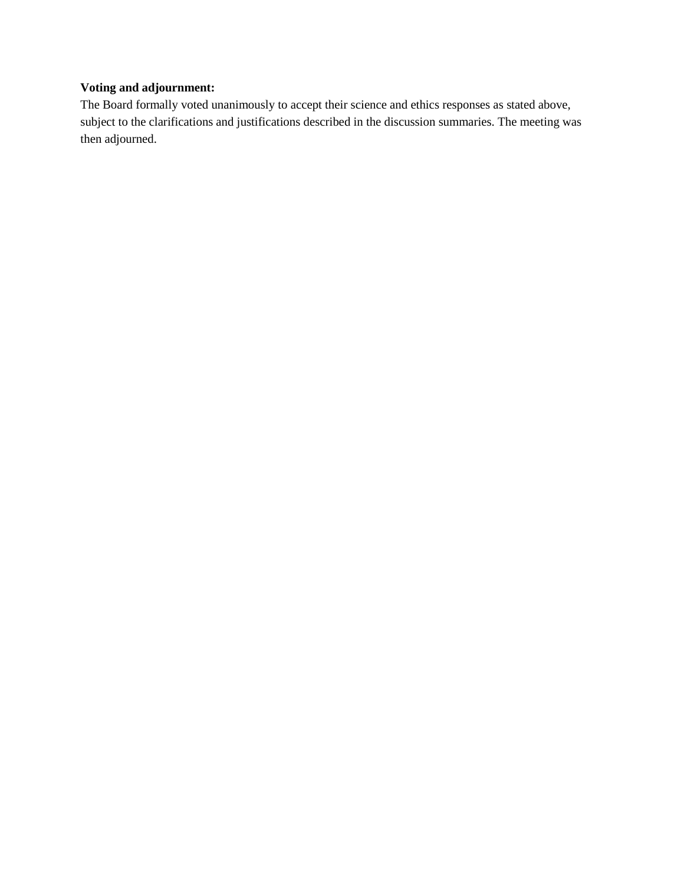**Voting and adjournment:**

The Board formally voted unanimously to accept their science and ethics responses as stated above, subject to the clarifications and justifications described in the discussion summaries. The meeting was then adjourned.